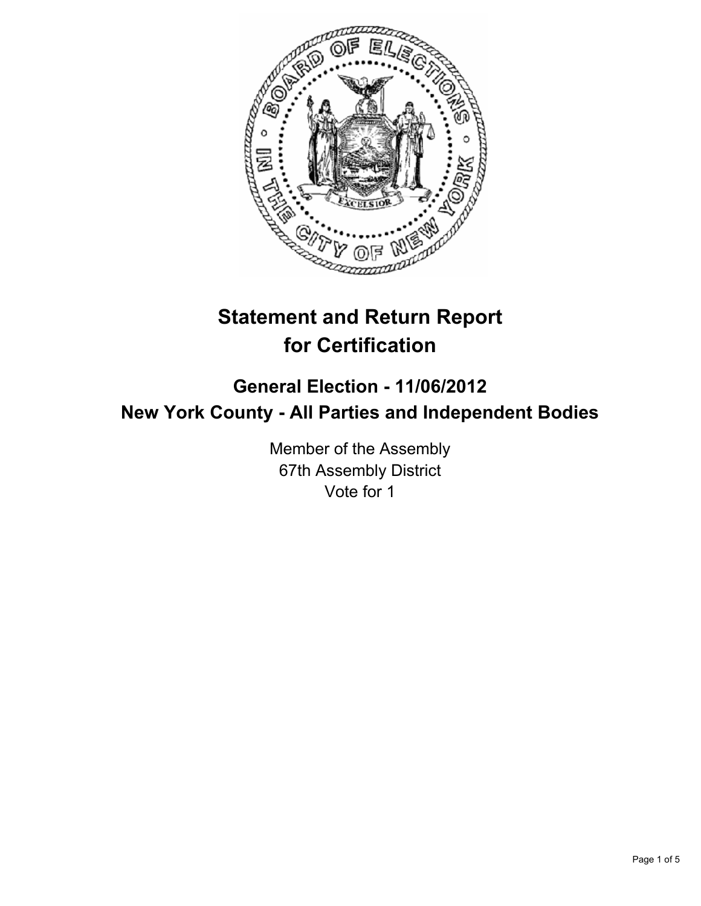# Statement and Return Report for Certification

## General Election - 11/06/2012
## New York County - All Parties and Independent Bodies

Member of the Assembly
67th Assembly District
Vote for 1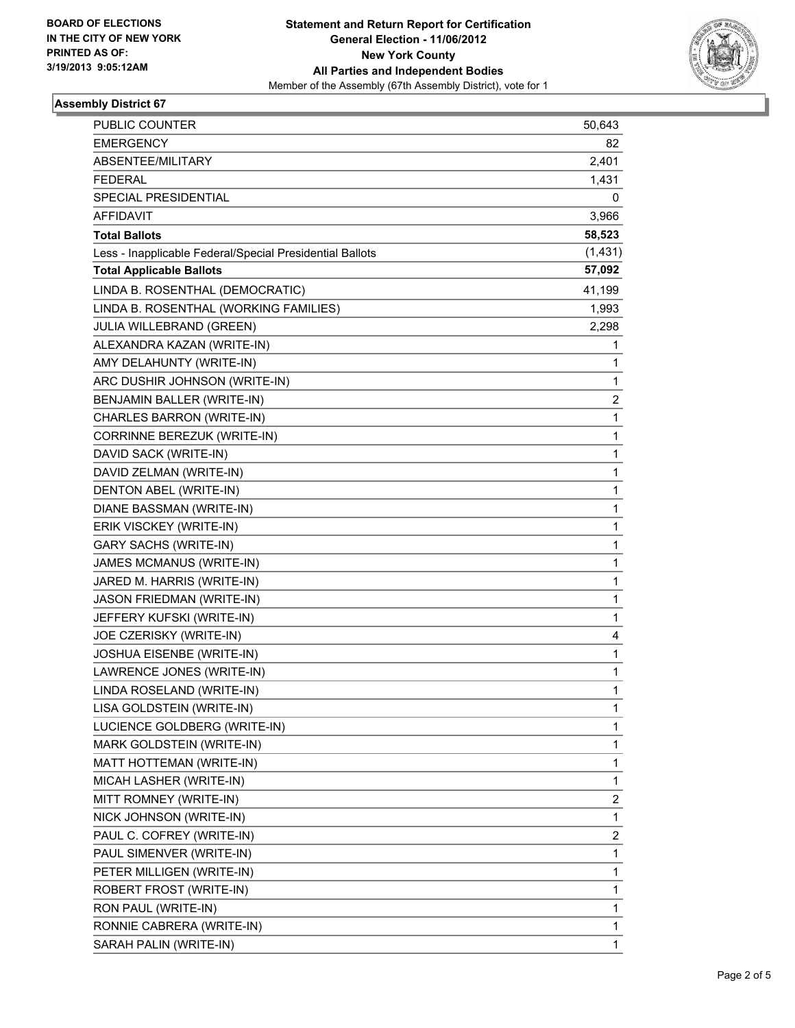**BOARD OF ELECTIONS IN THE CITY OF NEW YORK PRINTED AS OF: 3/19/2013 9:05:12AM**

**Statement and Return Report for Certification**
**General Election - 11/06/2012**
**New York County**
**All Parties and Independent Bodies**
Member of the Assembly (67th Assembly District), vote for 1

## Assembly District 67

| | |
|---|---|
| PUBLIC COUNTER | 50,643 |
| EMERGENCY | 82 |
| ABSENTEE/MILITARY | 2,401 |
| FEDERAL | 1,431 |
| SPECIAL PRESIDENTIAL | 0 |
| AFFIDAVIT | 3,966 |
| **Total Ballots** | **58,523** |
| Less - Inapplicable Federal/Special Presidential Ballots | (1,431) |
| **Total Applicable Ballots** | **57,092** |
| LINDA B. ROSENTHAL (DEMOCRATIC) | 41,199 |
| LINDA B. ROSENTHAL (WORKING FAMILIES) | 1,993 |
| JULIA WILLEBRAND (GREEN) | 2,298 |
| ALEXANDRA KAZAN (WRITE-IN) | 1 |
| AMY DELAHUNTY (WRITE-IN) | 1 |
| ARC DUSHIR JOHNSON (WRITE-IN) | 1 |
| BENJAMIN BALLER (WRITE-IN) | 2 |
| CHARLES BARRON (WRITE-IN) | 1 |
| CORRINNE BEREZUK (WRITE-IN) | 1 |
| DAVID SACK (WRITE-IN) | 1 |
| DAVID ZELMAN (WRITE-IN) | 1 |
| DENTON ABEL (WRITE-IN) | 1 |
| DIANE BASSMAN (WRITE-IN) | 1 |
| ERIK VISCKEY (WRITE-IN) | 1 |
| GARY SACHS (WRITE-IN) | 1 |
| JAMES MCMANUS (WRITE-IN) | 1 |
| JARED M. HARRIS (WRITE-IN) | 1 |
| JASON FRIEDMAN (WRITE-IN) | 1 |
| JEFFERY KUFSKI (WRITE-IN) | 1 |
| JOE CZERISKY (WRITE-IN) | 4 |
| JOSHUA EISENBE (WRITE-IN) | 1 |
| LAWRENCE JONES (WRITE-IN) | 1 |
| LINDA ROSELAND (WRITE-IN) | 1 |
| LISA GOLDSTEIN (WRITE-IN) | 1 |
| LUCIENCE GOLDBERG (WRITE-IN) | 1 |
| MARK GOLDSTEIN (WRITE-IN) | 1 |
| MATT HOTTEMAN (WRITE-IN) | 1 |
| MICAH LASHER (WRITE-IN) | 1 |
| MITT ROMNEY (WRITE-IN) | 2 |
| NICK JOHNSON (WRITE-IN) | 1 |
| PAUL C. COFREY (WRITE-IN) | 2 |
| PAUL SIMENVER (WRITE-IN) | 1 |
| PETER MILLIGEN (WRITE-IN) | 1 |
| ROBERT FROST (WRITE-IN) | 1 |
| RON PAUL (WRITE-IN) | 1 |
| RONNIE CABRERA (WRITE-IN) | 1 |
| SARAH PALIN (WRITE-IN) | 1 |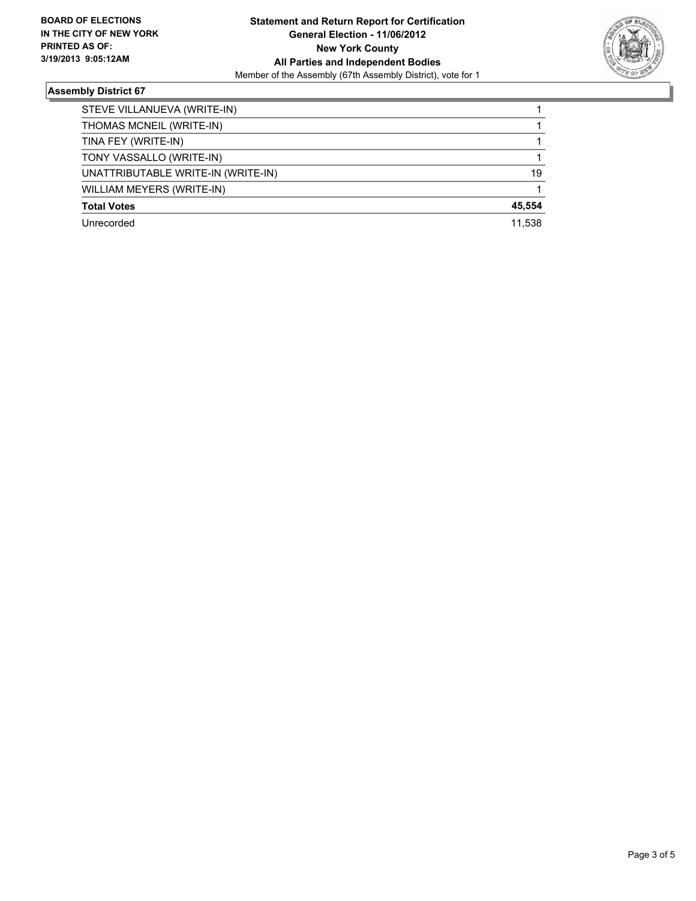**BOARD OF ELECTIONS IN THE CITY OF NEW YORK PRINTED AS OF: 3/19/2013 9:05:12AM**

**Statement and Return Report for Certification**
**General Election - 11/06/2012**
**New York County**
**All Parties and Independent Bodies**
Member of the Assembly (67th Assembly District), vote for 1

### Assembly District 67

| | |
|---|---|
| STEVE VILLANUEVA (WRITE-IN) | 1 |
| THOMAS MCNEIL (WRITE-IN) | 1 |
| TINA FEY (WRITE-IN) | 1 |
| TONY VASSALLO (WRITE-IN) | 1 |
| UNATTRIBUTABLE WRITE-IN (WRITE-IN) | 19 |
| WILLIAM MEYERS (WRITE-IN) | 1 |
| **Total Votes** | **45,554** |
| Unrecorded | 11,538 |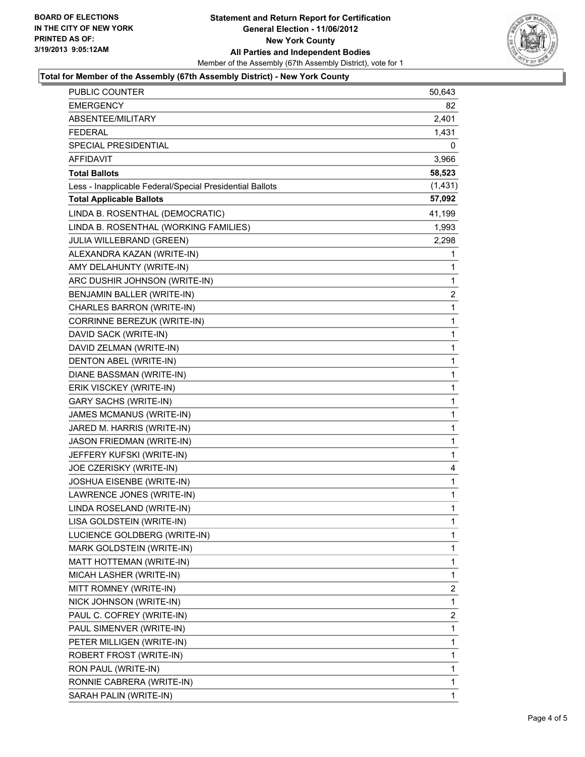BOARD OF ELECTIONS
IN THE CITY OF NEW YORK
PRINTED AS OF:
3/19/2013 9:05:12AM

**Statement and Return Report for Certification**
**General Election - 11/06/2012**
**New York County**
**All Parties and Independent Bodies**
Member of the Assembly (67th Assembly District), vote for 1

### Total for Member of the Assembly (67th Assembly District) - New York County

| | |
|---|---|
| PUBLIC COUNTER | 50,643 |
| EMERGENCY | 82 |
| ABSENTEE/MILITARY | 2,401 |
| FEDERAL | 1,431 |
| SPECIAL PRESIDENTIAL | 0 |
| AFFIDAVIT | 3,966 |
| **Total Ballots** | **58,523** |
| Less - Inapplicable Federal/Special Presidential Ballots | (1,431) |
| **Total Applicable Ballots** | **57,092** |
| LINDA B. ROSENTHAL (DEMOCRATIC) | 41,199 |
| LINDA B. ROSENTHAL (WORKING FAMILIES) | 1,993 |
| JULIA WILLEBRAND (GREEN) | 2,298 |
| ALEXANDRA KAZAN (WRITE-IN) | 1 |
| AMY DELAHUNTY (WRITE-IN) | 1 |
| ARC DUSHIR JOHNSON (WRITE-IN) | 1 |
| BENJAMIN BALLER (WRITE-IN) | 2 |
| CHARLES BARRON (WRITE-IN) | 1 |
| CORRINNE BEREZUK (WRITE-IN) | 1 |
| DAVID SACK (WRITE-IN) | 1 |
| DAVID ZELMAN (WRITE-IN) | 1 |
| DENTON ABEL (WRITE-IN) | 1 |
| DIANE BASSMAN (WRITE-IN) | 1 |
| ERIK VISCKEY (WRITE-IN) | 1 |
| GARY SACHS (WRITE-IN) | 1 |
| JAMES MCMANUS (WRITE-IN) | 1 |
| JARED M. HARRIS (WRITE-IN) | 1 |
| JASON FRIEDMAN (WRITE-IN) | 1 |
| JEFFERY KUFSKI (WRITE-IN) | 1 |
| JOE CZERISKY (WRITE-IN) | 4 |
| JOSHUA EISENBE (WRITE-IN) | 1 |
| LAWRENCE JONES (WRITE-IN) | 1 |
| LINDA ROSELAND (WRITE-IN) | 1 |
| LISA GOLDSTEIN (WRITE-IN) | 1 |
| LUCIENCE GOLDBERG (WRITE-IN) | 1 |
| MARK GOLDSTEIN (WRITE-IN) | 1 |
| MATT HOTTEMAN (WRITE-IN) | 1 |
| MICAH LASHER (WRITE-IN) | 1 |
| MITT ROMNEY (WRITE-IN) | 2 |
| NICK JOHNSON (WRITE-IN) | 1 |
| PAUL C. COFREY (WRITE-IN) | 2 |
| PAUL SIMENVER (WRITE-IN) | 1 |
| PETER MILLIGEN (WRITE-IN) | 1 |
| ROBERT FROST (WRITE-IN) | 1 |
| RON PAUL (WRITE-IN) | 1 |
| RONNIE CABRERA (WRITE-IN) | 1 |
| SARAH PALIN (WRITE-IN) | 1 |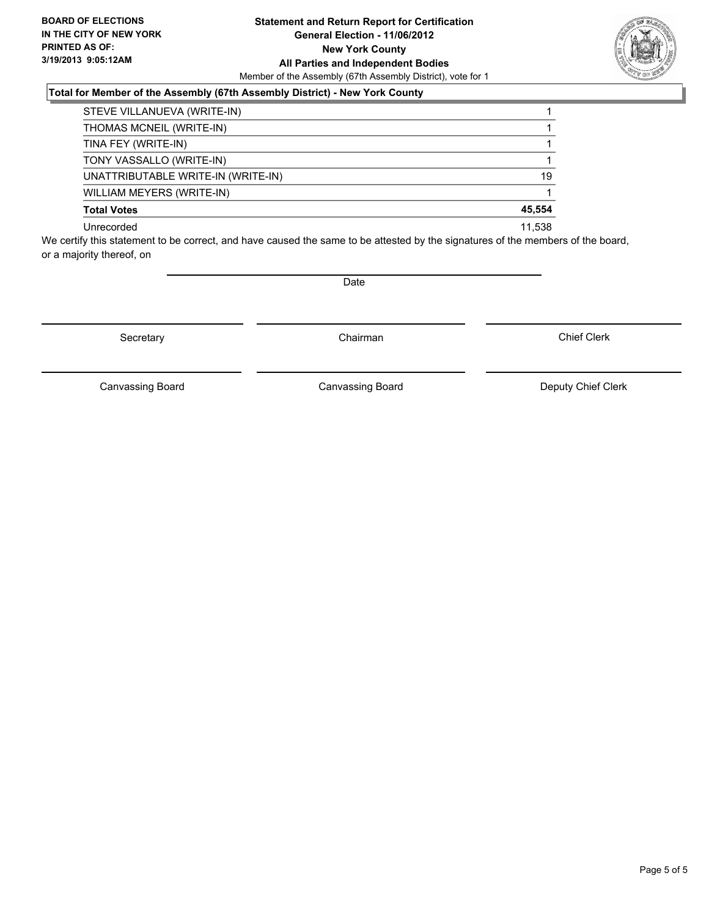**BOARD OF ELECTIONS IN THE CITY OF NEW YORK PRINTED AS OF: 3/19/2013 9:05:12AM**

**Statement and Return Report for Certification**
**General Election - 11/06/2012**
**New York County**
**All Parties and Independent Bodies**
Member of the Assembly (67th Assembly District), vote for 1

### Total for Member of the Assembly (67th Assembly District) - New York County

| | |
|---|---|
| STEVE VILLANUEVA (WRITE-IN) | 1 |
| THOMAS MCNEIL (WRITE-IN) | 1 |
| TINA FEY (WRITE-IN) | 1 |
| TONY VASSALLO (WRITE-IN) | 1 |
| UNATTRIBUTABLE WRITE-IN (WRITE-IN) | 19 |
| WILLIAM MEYERS (WRITE-IN) | 1 |
| **Total Votes** | **45,554** |
| Unrecorded | 11,538 |

We certify this statement to be correct, and have caused the same to be attested by the signatures of the members of the board, or a majority thereof, on

Date

Secretary | Chairman | Chief Clerk

Canvassing Board | Canvassing Board | Deputy Chief Clerk